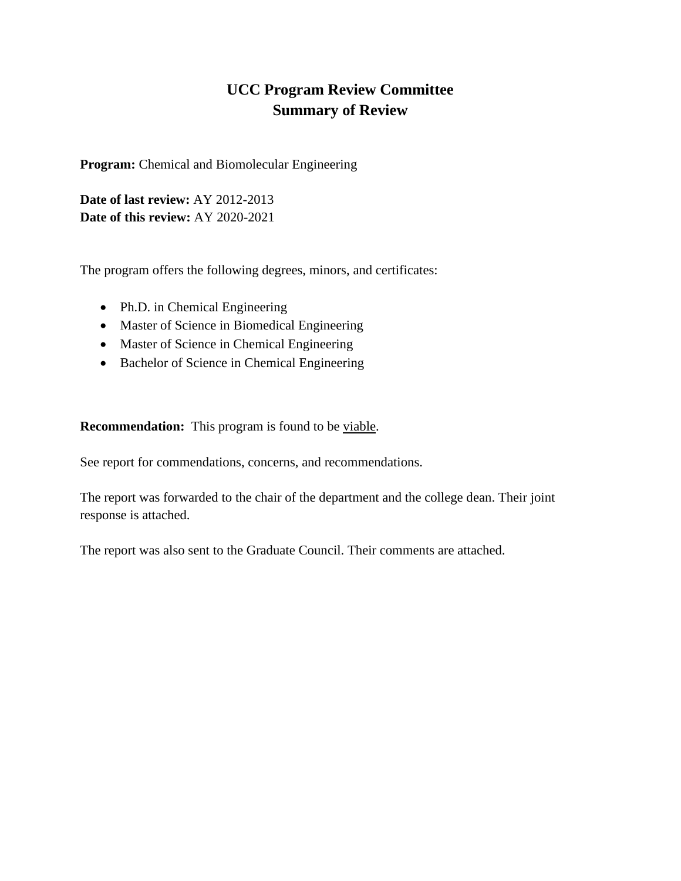# UCC Program Review Committee
# Summary of Review

**Program:** Chemical and Biomolecular Engineering

**Date of last review:** AY 2012-2013
**Date of this review:** AY 2020-2021

The program offers the following degrees, minors, and certificates:

- Ph.D. in Chemical Engineering
- Master of Science in Biomedical Engineering
- Master of Science in Chemical Engineering
- Bachelor of Science in Chemical Engineering

**Recommendation:** This program is found to be viable.

See report for commendations, concerns, and recommendations.

The report was forwarded to the chair of the department and the college dean. Their joint response is attached.

The report was also sent to the Graduate Council. Their comments are attached.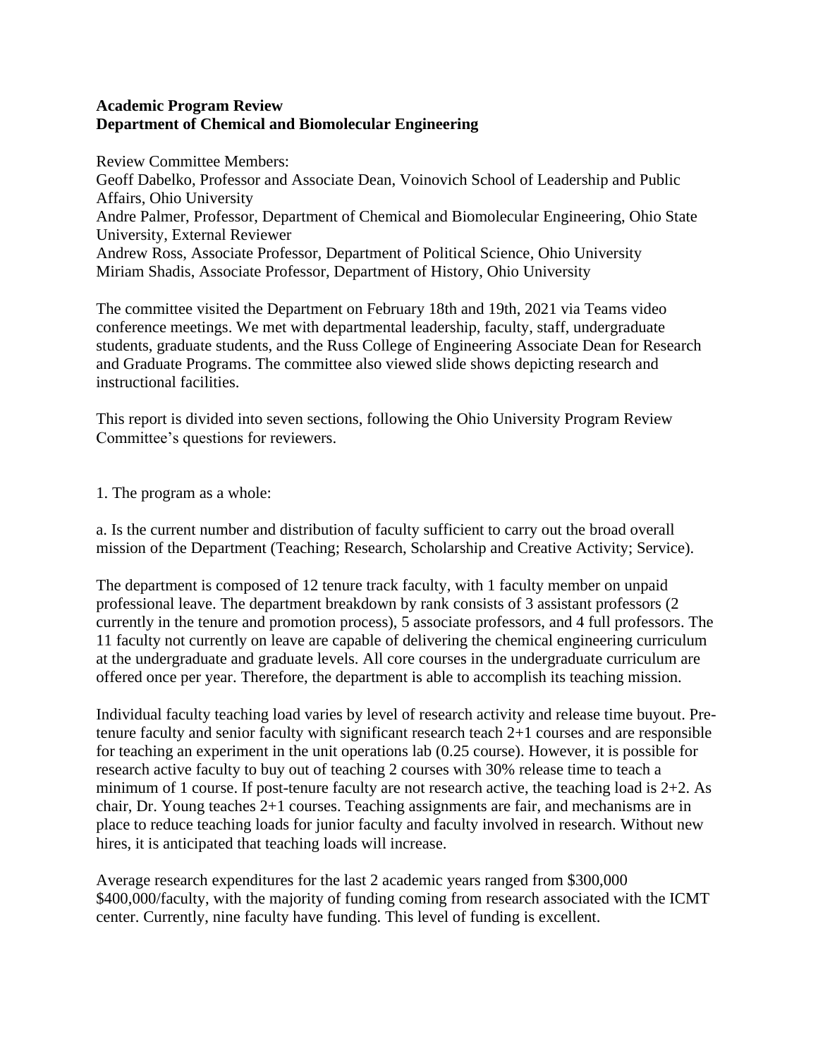**Academic Program Review**
**Department of Chemical and Biomolecular Engineering**

Review Committee Members:
Geoff Dabelko, Professor and Associate Dean, Voinovich School of Leadership and Public Affairs, Ohio University
Andre Palmer, Professor, Department of Chemical and Biomolecular Engineering, Ohio State University, External Reviewer
Andrew Ross, Associate Professor, Department of Political Science, Ohio University
Miriam Shadis, Associate Professor, Department of History, Ohio University

The committee visited the Department on February 18th and 19th, 2021 via Teams video conference meetings. We met with departmental leadership, faculty, staff, undergraduate students, graduate students, and the Russ College of Engineering Associate Dean for Research and Graduate Programs. The committee also viewed slide shows depicting research and instructional facilities.

This report is divided into seven sections, following the Ohio University Program Review Committee's questions for reviewers.

1. The program as a whole:

a. Is the current number and distribution of faculty sufficient to carry out the broad overall mission of the Department (Teaching; Research, Scholarship and Creative Activity; Service).

The department is composed of 12 tenure track faculty, with 1 faculty member on unpaid professional leave. The department breakdown by rank consists of 3 assistant professors (2 currently in the tenure and promotion process), 5 associate professors, and 4 full professors. The 11 faculty not currently on leave are capable of delivering the chemical engineering curriculum at the undergraduate and graduate levels. All core courses in the undergraduate curriculum are offered once per year. Therefore, the department is able to accomplish its teaching mission.

Individual faculty teaching load varies by level of research activity and release time buyout. Pre-tenure faculty and senior faculty with significant research teach 2+1 courses and are responsible for teaching an experiment in the unit operations lab (0.25 course). However, it is possible for research active faculty to buy out of teaching 2 courses with 30% release time to teach a minimum of 1 course. If post-tenure faculty are not research active, the teaching load is 2+2. As chair, Dr. Young teaches 2+1 courses. Teaching assignments are fair, and mechanisms are in place to reduce teaching loads for junior faculty and faculty involved in research. Without new hires, it is anticipated that teaching loads will increase.

Average research expenditures for the last 2 academic years ranged from $300,000 $400,000/faculty, with the majority of funding coming from research associated with the ICMT center. Currently, nine faculty have funding. This level of funding is excellent.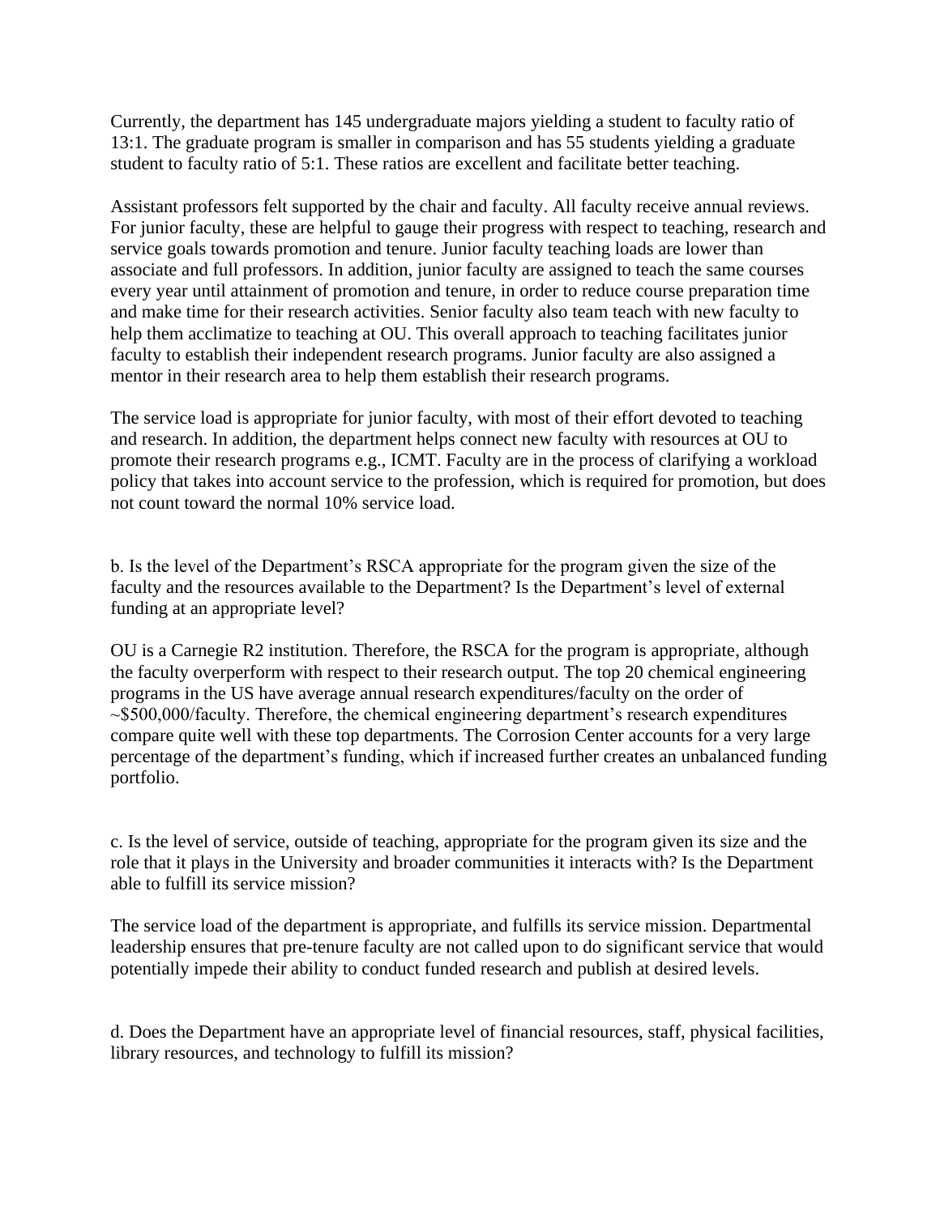Currently, the department has 145 undergraduate majors yielding a student to faculty ratio of 13:1. The graduate program is smaller in comparison and has 55 students yielding a graduate student to faculty ratio of 5:1. These ratios are excellent and facilitate better teaching.

Assistant professors felt supported by the chair and faculty. All faculty receive annual reviews. For junior faculty, these are helpful to gauge their progress with respect to teaching, research and service goals towards promotion and tenure. Junior faculty teaching loads are lower than associate and full professors. In addition, junior faculty are assigned to teach the same courses every year until attainment of promotion and tenure, in order to reduce course preparation time and make time for their research activities. Senior faculty also team teach with new faculty to help them acclimatize to teaching at OU. This overall approach to teaching facilitates junior faculty to establish their independent research programs. Junior faculty are also assigned a mentor in their research area to help them establish their research programs.

The service load is appropriate for junior faculty, with most of their effort devoted to teaching and research. In addition, the department helps connect new faculty with resources at OU to promote their research programs e.g., ICMT. Faculty are in the process of clarifying a workload policy that takes into account service to the profession, which is required for promotion, but does not count toward the normal 10% service load.

b. Is the level of the Department's RSCA appropriate for the program given the size of the faculty and the resources available to the Department? Is the Department's level of external funding at an appropriate level?

OU is a Carnegie R2 institution. Therefore, the RSCA for the program is appropriate, although the faculty overperform with respect to their research output. The top 20 chemical engineering programs in the US have average annual research expenditures/faculty on the order of ~$500,000/faculty. Therefore, the chemical engineering department's research expenditures compare quite well with these top departments. The Corrosion Center accounts for a very large percentage of the department's funding, which if increased further creates an unbalanced funding portfolio.

c. Is the level of service, outside of teaching, appropriate for the program given its size and the role that it plays in the University and broader communities it interacts with? Is the Department able to fulfill its service mission?

The service load of the department is appropriate, and fulfills its service mission. Departmental leadership ensures that pre-tenure faculty are not called upon to do significant service that would potentially impede their ability to conduct funded research and publish at desired levels.

d. Does the Department have an appropriate level of financial resources, staff, physical facilities, library resources, and technology to fulfill its mission?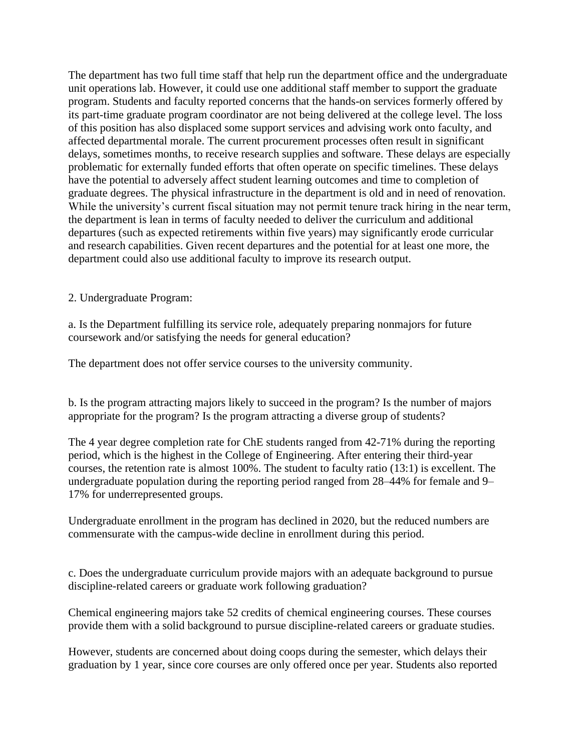The department has two full time staff that help run the department office and the undergraduate unit operations lab. However, it could use one additional staff member to support the graduate program. Students and faculty reported concerns that the hands-on services formerly offered by its part-time graduate program coordinator are not being delivered at the college level. The loss of this position has also displaced some support services and advising work onto faculty, and affected departmental morale. The current procurement processes often result in significant delays, sometimes months, to receive research supplies and software. These delays are especially problematic for externally funded efforts that often operate on specific timelines. These delays have the potential to adversely affect student learning outcomes and time to completion of graduate degrees. The physical infrastructure in the department is old and in need of renovation. While the university's current fiscal situation may not permit tenure track hiring in the near term, the department is lean in terms of faculty needed to deliver the curriculum and additional departures (such as expected retirements within five years) may significantly erode curricular and research capabilities. Given recent departures and the potential for at least one more, the department could also use additional faculty to improve its research output.

2. Undergraduate Program:

a. Is the Department fulfilling its service role, adequately preparing nonmajors for future coursework and/or satisfying the needs for general education?

The department does not offer service courses to the university community.

b. Is the program attracting majors likely to succeed in the program? Is the number of majors appropriate for the program? Is the program attracting a diverse group of students?

The 4 year degree completion rate for ChE students ranged from 42-71% during the reporting period, which is the highest in the College of Engineering. After entering their third-year courses, the retention rate is almost 100%. The student to faculty ratio (13:1) is excellent. The undergraduate population during the reporting period ranged from 28–44% for female and 9–17% for underrepresented groups.

Undergraduate enrollment in the program has declined in 2020, but the reduced numbers are commensurate with the campus-wide decline in enrollment during this period.

c. Does the undergraduate curriculum provide majors with an adequate background to pursue discipline-related careers or graduate work following graduation?

Chemical engineering majors take 52 credits of chemical engineering courses. These courses provide them with a solid background to pursue discipline-related careers or graduate studies.

However, students are concerned about doing coops during the semester, which delays their graduation by 1 year, since core courses are only offered once per year. Students also reported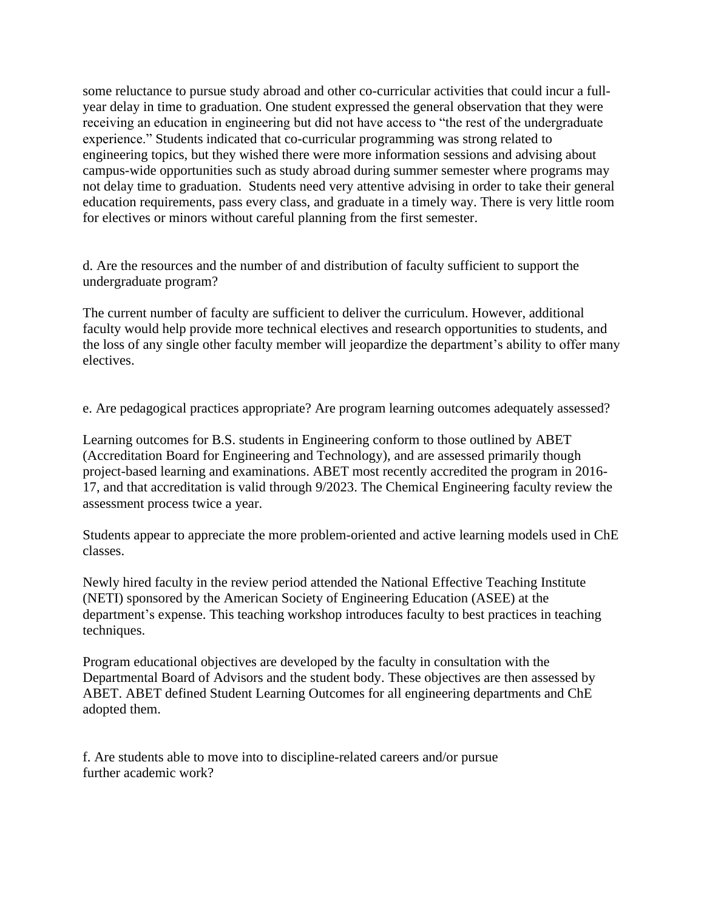some reluctance to pursue study abroad and other co-curricular activities that could incur a full-year delay in time to graduation. One student expressed the general observation that they were receiving an education in engineering but did not have access to "the rest of the undergraduate experience." Students indicated that co-curricular programming was strong related to engineering topics, but they wished there were more information sessions and advising about campus-wide opportunities such as study abroad during summer semester where programs may not delay time to graduation. Students need very attentive advising in order to take their general education requirements, pass every class, and graduate in a timely way. There is very little room for electives or minors without careful planning from the first semester.

d. Are the resources and the number of and distribution of faculty sufficient to support the undergraduate program?

The current number of faculty are sufficient to deliver the curriculum. However, additional faculty would help provide more technical electives and research opportunities to students, and the loss of any single other faculty member will jeopardize the department's ability to offer many electives.

e. Are pedagogical practices appropriate? Are program learning outcomes adequately assessed?

Learning outcomes for B.S. students in Engineering conform to those outlined by ABET (Accreditation Board for Engineering and Technology), and are assessed primarily though project-based learning and examinations. ABET most recently accredited the program in 2016-17, and that accreditation is valid through 9/2023. The Chemical Engineering faculty review the assessment process twice a year.

Students appear to appreciate the more problem-oriented and active learning models used in ChE classes.

Newly hired faculty in the review period attended the National Effective Teaching Institute (NETI) sponsored by the American Society of Engineering Education (ASEE) at the department's expense. This teaching workshop introduces faculty to best practices in teaching techniques.

Program educational objectives are developed by the faculty in consultation with the Departmental Board of Advisors and the student body. These objectives are then assessed by ABET. ABET defined Student Learning Outcomes for all engineering departments and ChE adopted them.

f. Are students able to move into to discipline-related careers and/or pursue further academic work?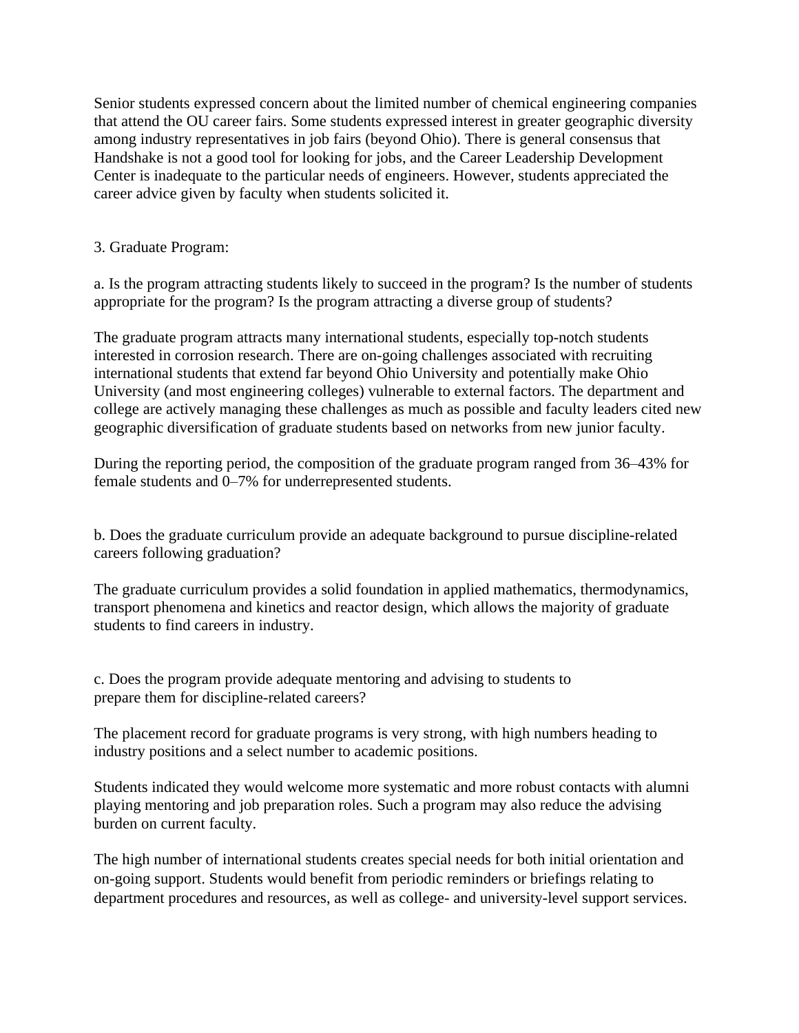Senior students expressed concern about the limited number of chemical engineering companies that attend the OU career fairs. Some students expressed interest in greater geographic diversity among industry representatives in job fairs (beyond Ohio). There is general consensus that Handshake is not a good tool for looking for jobs, and the Career Leadership Development Center is inadequate to the particular needs of engineers. However, students appreciated the career advice given by faculty when students solicited it.

3. Graduate Program:

a. Is the program attracting students likely to succeed in the program? Is the number of students appropriate for the program? Is the program attracting a diverse group of students?

The graduate program attracts many international students, especially top-notch students interested in corrosion research. There are on-going challenges associated with recruiting international students that extend far beyond Ohio University and potentially make Ohio University (and most engineering colleges) vulnerable to external factors. The department and college are actively managing these challenges as much as possible and faculty leaders cited new geographic diversification of graduate students based on networks from new junior faculty.

During the reporting period, the composition of the graduate program ranged from 36–43% for female students and 0–7% for underrepresented students.

b. Does the graduate curriculum provide an adequate background to pursue discipline-related careers following graduation?

The graduate curriculum provides a solid foundation in applied mathematics, thermodynamics, transport phenomena and kinetics and reactor design, which allows the majority of graduate students to find careers in industry.

c. Does the program provide adequate mentoring and advising to students to prepare them for discipline-related careers?

The placement record for graduate programs is very strong, with high numbers heading to industry positions and a select number to academic positions.

Students indicated they would welcome more systematic and more robust contacts with alumni playing mentoring and job preparation roles. Such a program may also reduce the advising burden on current faculty.

The high number of international students creates special needs for both initial orientation and on-going support. Students would benefit from periodic reminders or briefings relating to department procedures and resources, as well as college- and university-level support services.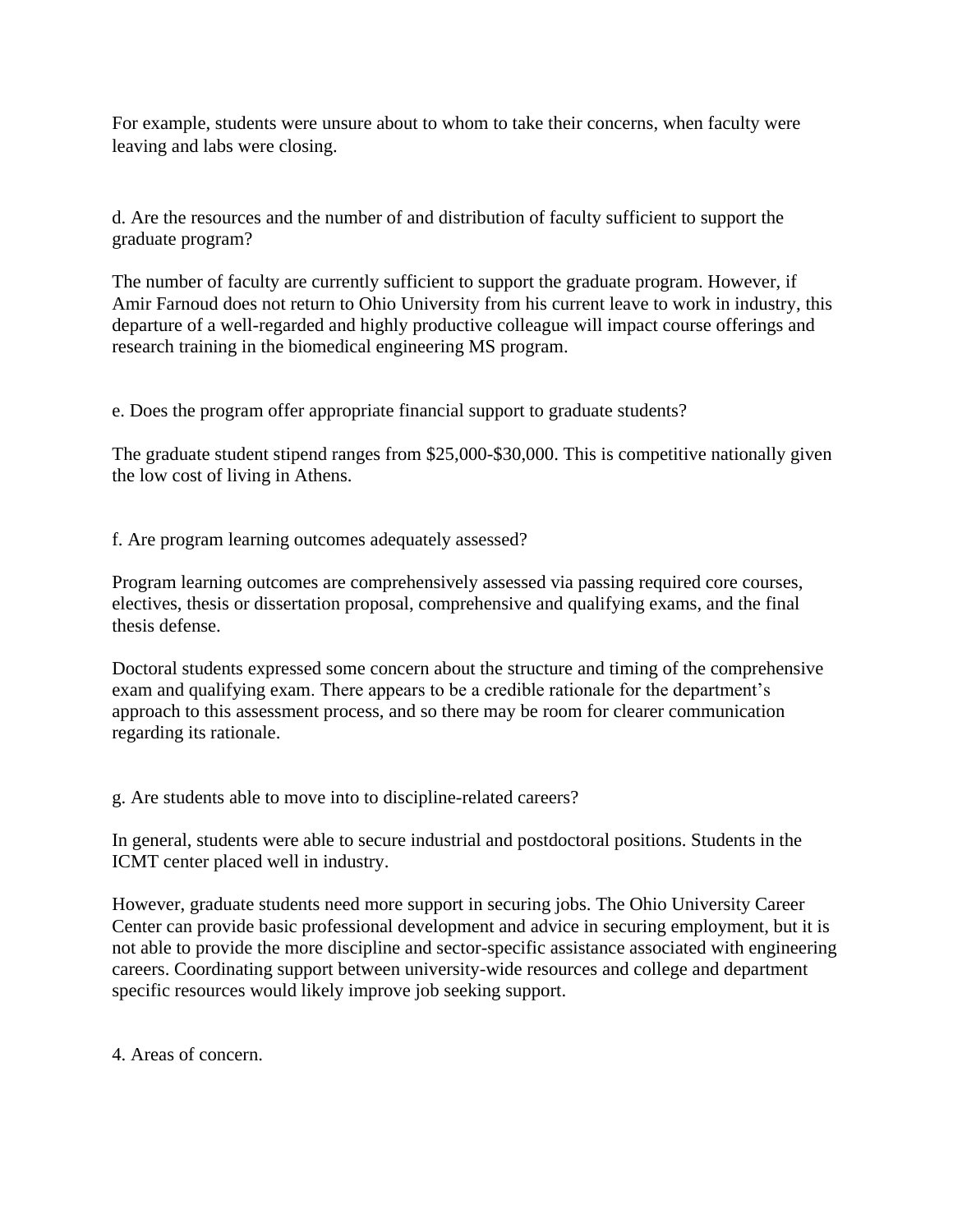For example, students were unsure about to whom to take their concerns, when faculty were leaving and labs were closing.

d. Are the resources and the number of and distribution of faculty sufficient to support the graduate program?

The number of faculty are currently sufficient to support the graduate program. However, if Amir Farnoud does not return to Ohio University from his current leave to work in industry, this departure of a well-regarded and highly productive colleague will impact course offerings and research training in the biomedical engineering MS program.

e. Does the program offer appropriate financial support to graduate students?

The graduate student stipend ranges from $25,000-$30,000. This is competitive nationally given the low cost of living in Athens.

f. Are program learning outcomes adequately assessed?

Program learning outcomes are comprehensively assessed via passing required core courses, electives, thesis or dissertation proposal, comprehensive and qualifying exams, and the final thesis defense.

Doctoral students expressed some concern about the structure and timing of the comprehensive exam and qualifying exam. There appears to be a credible rationale for the department's approach to this assessment process, and so there may be room for clearer communication regarding its rationale.

g. Are students able to move into to discipline-related careers?

In general, students were able to secure industrial and postdoctoral positions. Students in the ICMT center placed well in industry.

However, graduate students need more support in securing jobs. The Ohio University Career Center can provide basic professional development and advice in securing employment, but it is not able to provide the more discipline and sector-specific assistance associated with engineering careers. Coordinating support between university-wide resources and college and department specific resources would likely improve job seeking support.

4. Areas of concern.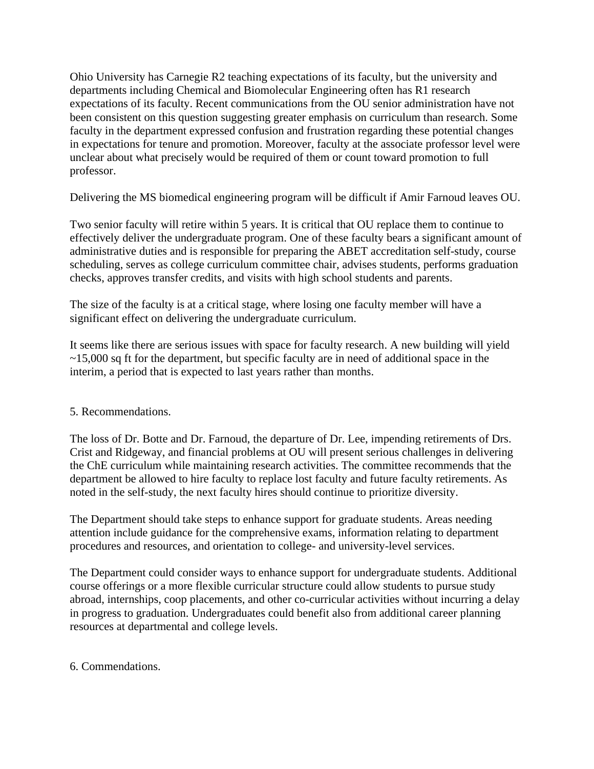Ohio University has Carnegie R2 teaching expectations of its faculty, but the university and departments including Chemical and Biomolecular Engineering often has R1 research expectations of its faculty. Recent communications from the OU senior administration have not been consistent on this question suggesting greater emphasis on curriculum than research. Some faculty in the department expressed confusion and frustration regarding these potential changes in expectations for tenure and promotion. Moreover, faculty at the associate professor level were unclear about what precisely would be required of them or count toward promotion to full professor.

Delivering the MS biomedical engineering program will be difficult if Amir Farnoud leaves OU.

Two senior faculty will retire within 5 years. It is critical that OU replace them to continue to effectively deliver the undergraduate program. One of these faculty bears a significant amount of administrative duties and is responsible for preparing the ABET accreditation self-study, course scheduling, serves as college curriculum committee chair, advises students, performs graduation checks, approves transfer credits, and visits with high school students and parents.

The size of the faculty is at a critical stage, where losing one faculty member will have a significant effect on delivering the undergraduate curriculum.

It seems like there are serious issues with space for faculty research. A new building will yield ~15,000 sq ft for the department, but specific faculty are in need of additional space in the interim, a period that is expected to last years rather than months.

## 5. Recommendations.

The loss of Dr. Botte and Dr. Farnoud, the departure of Dr. Lee, impending retirements of Drs. Crist and Ridgeway, and financial problems at OU will present serious challenges in delivering the ChE curriculum while maintaining research activities. The committee recommends that the department be allowed to hire faculty to replace lost faculty and future faculty retirements. As noted in the self-study, the next faculty hires should continue to prioritize diversity.

The Department should take steps to enhance support for graduate students. Areas needing attention include guidance for the comprehensive exams, information relating to department procedures and resources, and orientation to college- and university-level services.

The Department could consider ways to enhance support for undergraduate students. Additional course offerings or a more flexible curricular structure could allow students to pursue study abroad, internships, coop placements, and other co-curricular activities without incurring a delay in progress to graduation. Undergraduates could benefit also from additional career planning resources at departmental and college levels.

## 6. Commendations.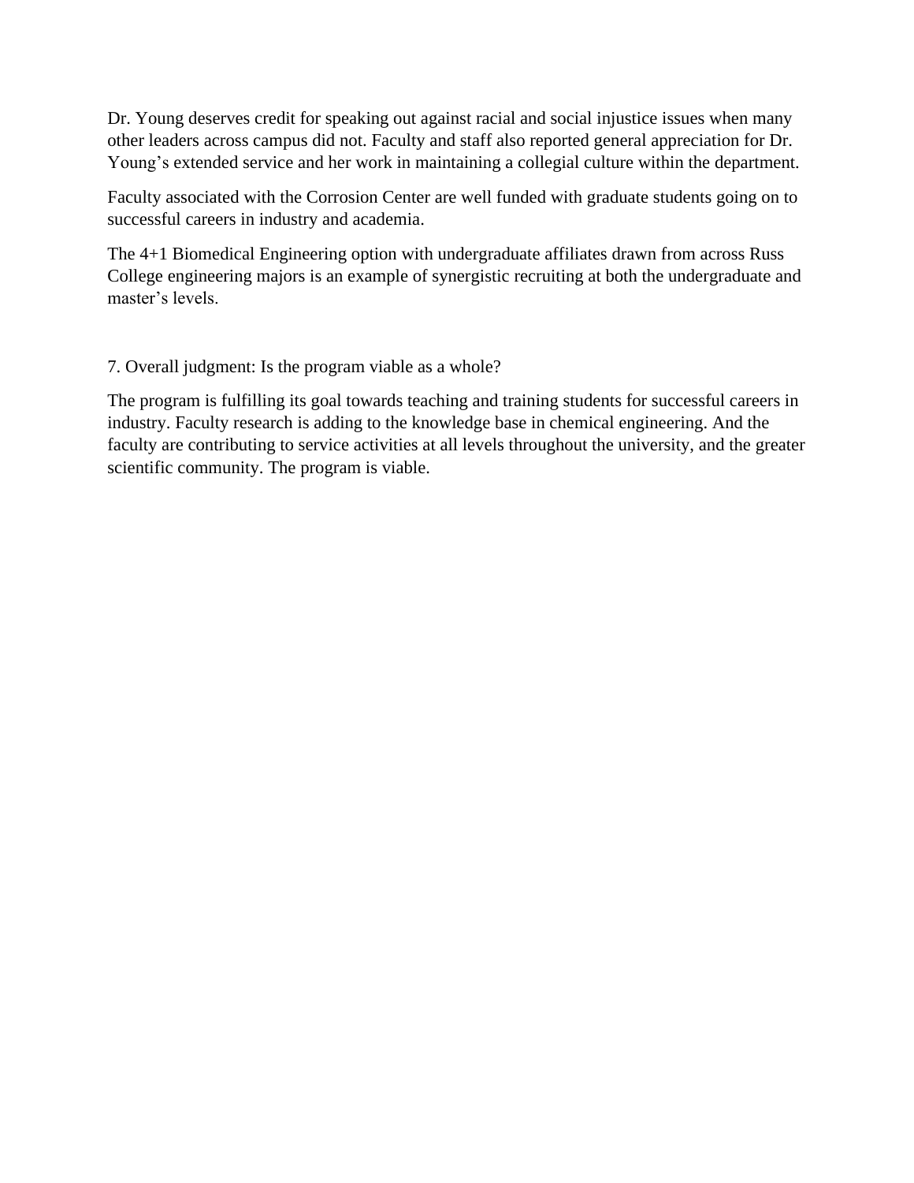Dr. Young deserves credit for speaking out against racial and social injustice issues when many other leaders across campus did not. Faculty and staff also reported general appreciation for Dr. Young's extended service and her work in maintaining a collegial culture within the department.

Faculty associated with the Corrosion Center are well funded with graduate students going on to successful careers in industry and academia.

The 4+1 Biomedical Engineering option with undergraduate affiliates drawn from across Russ College engineering majors is an example of synergistic recruiting at both the undergraduate and master's levels.

7. Overall judgment: Is the program viable as a whole?

The program is fulfilling its goal towards teaching and training students for successful careers in industry. Faculty research is adding to the knowledge base in chemical engineering. And the faculty are contributing to service activities at all levels throughout the university, and the greater scientific community. The program is viable.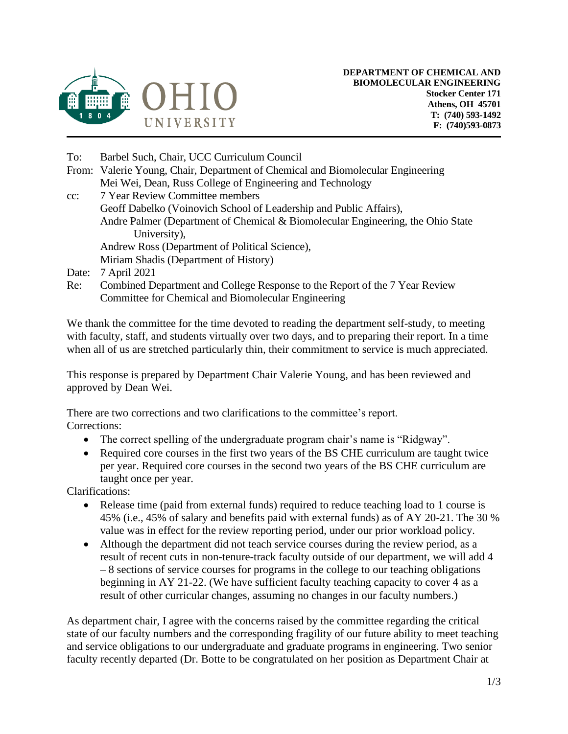**DEPARTMENT OF CHEMICAL AND BIOMOLECULAR ENGINEERING**
**Stocker Center 171**
**Athens, OH 45701**
**T: (740) 593-1492**
**F: (740)593-0873**

To: Barbel Such, Chair, UCC Curriculum Council

From: Valerie Young, Chair, Department of Chemical and Biomolecular Engineering
Mei Wei, Dean, Russ College of Engineering and Technology

cc: 7 Year Review Committee members
Geoff Dabelko (Voinovich School of Leadership and Public Affairs),
Andre Palmer (Department of Chemical & Biomolecular Engineering, the Ohio State University),
Andrew Ross (Department of Political Science),
Miriam Shadis (Department of History)

Date: 7 April 2021

Re: Combined Department and College Response to the Report of the 7 Year Review Committee for Chemical and Biomolecular Engineering

We thank the committee for the time devoted to reading the department self-study, to meeting with faculty, staff, and students virtually over two days, and to preparing their report. In a time when all of us are stretched particularly thin, their commitment to service is much appreciated.

This response is prepared by Department Chair Valerie Young, and has been reviewed and approved by Dean Wei.

There are two corrections and two clarifications to the committee's report.

Corrections:

- The correct spelling of the undergraduate program chair's name is "Ridgway".
- Required core courses in the first two years of the BS CHE curriculum are taught twice per year. Required core courses in the second two years of the BS CHE curriculum are taught once per year.

Clarifications:

- Release time (paid from external funds) required to reduce teaching load to 1 course is 45% (i.e., 45% of salary and benefits paid with external funds) as of AY 20-21. The 30 % value was in effect for the review reporting period, under our prior workload policy.
- Although the department did not teach service courses during the review period, as a result of recent cuts in non-tenure-track faculty outside of our department, we will add 4 – 8 sections of service courses for programs in the college to our teaching obligations beginning in AY 21-22. (We have sufficient faculty teaching capacity to cover 4 as a result of other curricular changes, assuming no changes in our faculty numbers.)

As department chair, I agree with the concerns raised by the committee regarding the critical state of our faculty numbers and the corresponding fragility of our future ability to meet teaching and service obligations to our undergraduate and graduate programs in engineering. Two senior faculty recently departed (Dr. Botte to be congratulated on her position as Department Chair at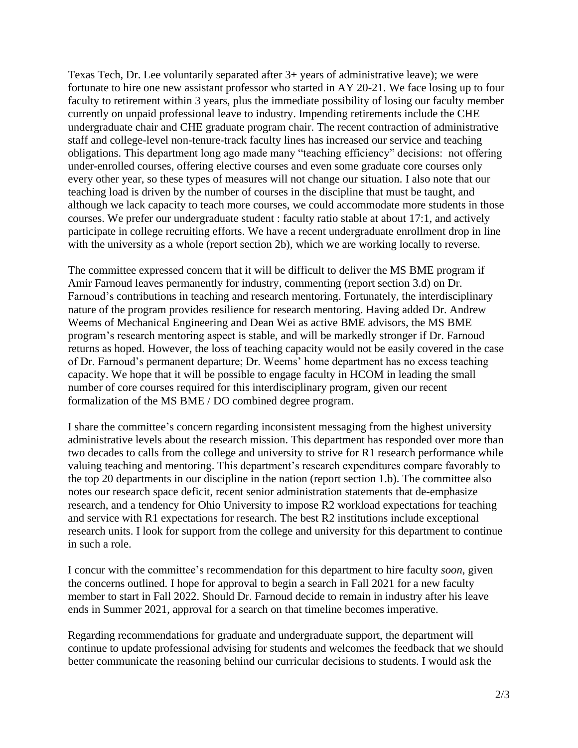Texas Tech, Dr. Lee voluntarily separated after 3+ years of administrative leave); we were fortunate to hire one new assistant professor who started in AY 20-21. We face losing up to four faculty to retirement within 3 years, plus the immediate possibility of losing our faculty member currently on unpaid professional leave to industry. Impending retirements include the CHE undergraduate chair and CHE graduate program chair. The recent contraction of administrative staff and college-level non-tenure-track faculty lines has increased our service and teaching obligations. This department long ago made many "teaching efficiency" decisions: not offering under-enrolled courses, offering elective courses and even some graduate core courses only every other year, so these types of measures will not change our situation. I also note that our teaching load is driven by the number of courses in the discipline that must be taught, and although we lack capacity to teach more courses, we could accommodate more students in those courses. We prefer our undergraduate student : faculty ratio stable at about 17:1, and actively participate in college recruiting efforts. We have a recent undergraduate enrollment drop in line with the university as a whole (report section 2b), which we are working locally to reverse.

The committee expressed concern that it will be difficult to deliver the MS BME program if Amir Farnoud leaves permanently for industry, commenting (report section 3.d) on Dr. Farnoud's contributions in teaching and research mentoring. Fortunately, the interdisciplinary nature of the program provides resilience for research mentoring. Having added Dr. Andrew Weems of Mechanical Engineering and Dean Wei as active BME advisors, the MS BME program's research mentoring aspect is stable, and will be markedly stronger if Dr. Farnoud returns as hoped. However, the loss of teaching capacity would not be easily covered in the case of Dr. Farnoud's permanent departure; Dr. Weems' home department has no excess teaching capacity. We hope that it will be possible to engage faculty in HCOM in leading the small number of core courses required for this interdisciplinary program, given our recent formalization of the MS BME / DO combined degree program.

I share the committee's concern regarding inconsistent messaging from the highest university administrative levels about the research mission. This department has responded over more than two decades to calls from the college and university to strive for R1 research performance while valuing teaching and mentoring. This department's research expenditures compare favorably to the top 20 departments in our discipline in the nation (report section 1.b). The committee also notes our research space deficit, recent senior administration statements that de-emphasize research, and a tendency for Ohio University to impose R2 workload expectations for teaching and service with R1 expectations for research. The best R2 institutions include exceptional research units. I look for support from the college and university for this department to continue in such a role.

I concur with the committee's recommendation for this department to hire faculty *soon*, given the concerns outlined. I hope for approval to begin a search in Fall 2021 for a new faculty member to start in Fall 2022. Should Dr. Farnoud decide to remain in industry after his leave ends in Summer 2021, approval for a search on that timeline becomes imperative.

Regarding recommendations for graduate and undergraduate support, the department will continue to update professional advising for students and welcomes the feedback that we should better communicate the reasoning behind our curricular decisions to students. I would ask the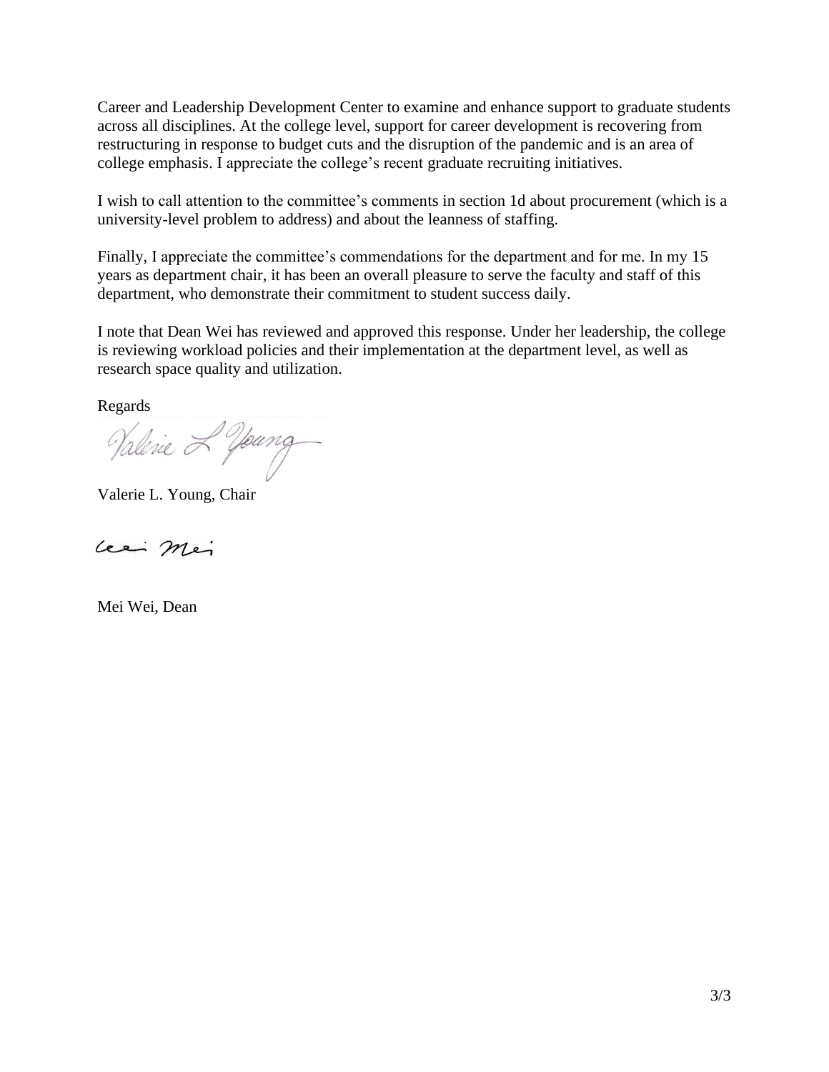Career and Leadership Development Center to examine and enhance support to graduate students across all disciplines. At the college level, support for career development is recovering from restructuring in response to budget cuts and the disruption of the pandemic and is an area of college emphasis. I appreciate the college's recent graduate recruiting initiatives.

I wish to call attention to the committee's comments in section 1d about procurement (which is a university-level problem to address) and about the leanness of staffing.

Finally, I appreciate the committee's commendations for the department and for me. In my 15 years as department chair, it has been an overall pleasure to serve the faculty and staff of this department, who demonstrate their commitment to student success daily.

I note that Dean Wei has reviewed and approved this response. Under her leadership, the college is reviewing workload policies and their implementation at the department level, as well as research space quality and utilization.

Regards

Valerie L. Young, Chair

Mei Wei, Dean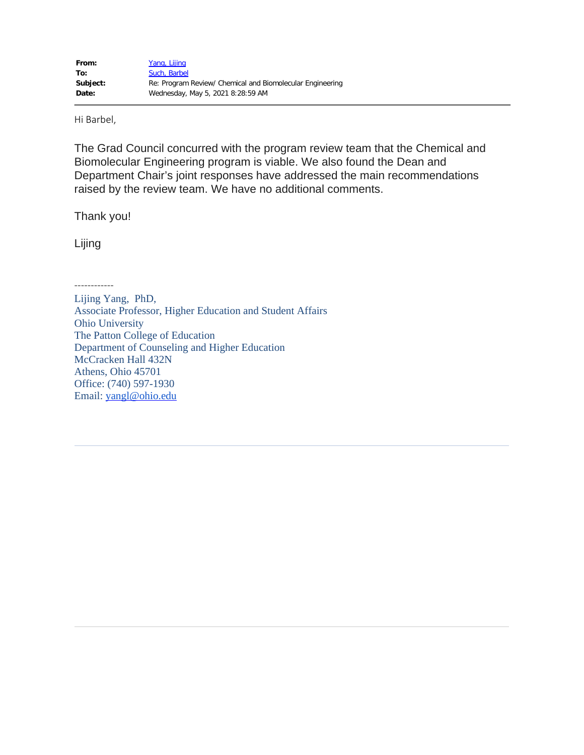| | |
|---|---|
| **From:** | Yang, Lijing |
| **To:** | Such, Barbel |
| **Subject:** | Re: Program Review/ Chemical and Biomolecular Engineering |
| **Date:** | Wednesday, May 5, 2021 8:28:59 AM |

Hi Barbel,

The Grad Council concurred with the program review team that the Chemical and Biomolecular Engineering program is viable. We also found the Dean and Department Chair's joint responses have addressed the main recommendations raised by the review team. We have no additional comments.

Thank you!

Lijing

------------

Lijing Yang, PhD,
Associate Professor, Higher Education and Student Affairs
Ohio University
The Patton College of Education
Department of Counseling and Higher Education
McCracken Hall 432N
Athens, Ohio 45701
Office: (740) 597-1930
Email: yangl@ohio.edu